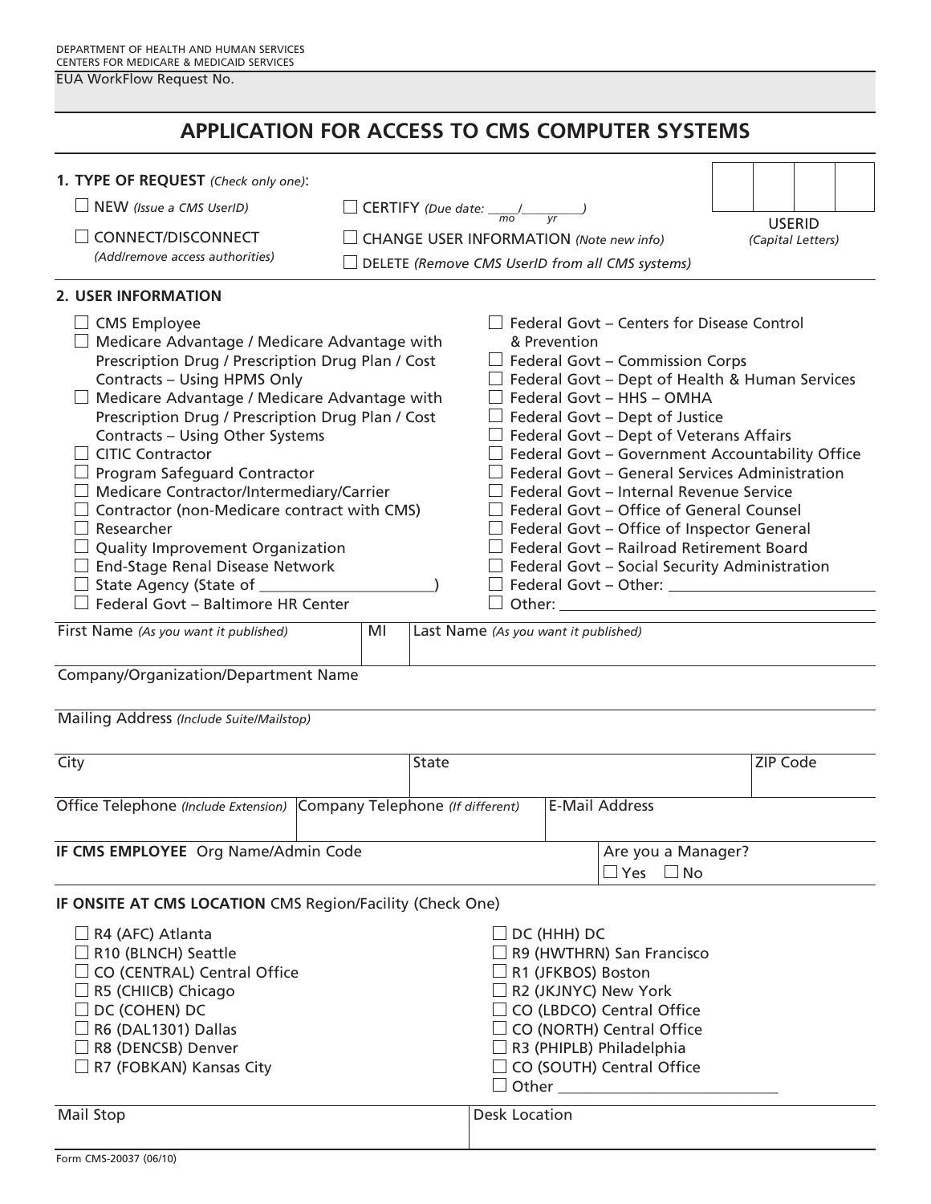DEPARTMENT OF HEALTH AND HUMAN SERVICES
CENTERS FOR MEDICARE & MEDICAID SERVICES

EUA WorkFlow Request No.

# APPLICATION FOR ACCESS TO CMS COMPUTER SYSTEMS

**1. TYPE OF REQUEST** *(Check only one)*:

- ☐ NEW *(Issue a CMS UserID)*
- ☐ CONNECT/DISCONNECT *(Add/remove access authorities)*
- ☐ CERTIFY *(Due date: ____/________ )* mo / yr
- ☐ CHANGE USER INFORMATION *(Note new info)*
- ☐ DELETE *(Remove CMS UserID from all CMS systems)*

USERID *(Capital Letters)*: ☐☐☐☐

**2. USER INFORMATION**

- ☐ CMS Employee
- ☐ Medicare Advantage / Medicare Advantage with Prescription Drug / Prescription Drug Plan / Cost Contracts – Using HPMS Only
- ☐ Medicare Advantage / Medicare Advantage with Prescription Drug / Prescription Drug Plan / Cost Contracts – Using Other Systems
- ☐ CITIC Contractor
- ☐ Program Safeguard Contractor
- ☐ Medicare Contractor/Intermediary/Carrier
- ☐ Contractor (non-Medicare contract with CMS)
- ☐ Researcher
- ☐ Quality Improvement Organization
- ☐ End-Stage Renal Disease Network
- ☐ State Agency (State of ____________________)
- ☐ Federal Govt – Baltimore HR Center
- ☐ Federal Govt – Centers for Disease Control & Prevention
- ☐ Federal Govt – Commission Corps
- ☐ Federal Govt – Dept of Health & Human Services
- ☐ Federal Govt – HHS – OMHA
- ☐ Federal Govt – Dept of Justice
- ☐ Federal Govt – Dept of Veterans Affairs
- ☐ Federal Govt – Government Accountability Office
- ☐ Federal Govt – General Services Administration
- ☐ Federal Govt – Internal Revenue Service
- ☐ Federal Govt – Office of General Counsel
- ☐ Federal Govt – Office of Inspector General
- ☐ Federal Govt – Railroad Retirement Board
- ☐ Federal Govt – Social Security Administration
- ☐ Federal Govt – Other: ____________________
- ☐ Other: ____________________

| First Name *(As you want it published)* | MI | Last Name *(As you want it published)* |
|---|---|---|
| | | |

Company/Organization/Department Name

Mailing Address *(Include Suite/Mailstop)*

| City | State | ZIP Code |
|---|---|---|
| | | |

| Office Telephone *(Include Extension)* | Company Telephone *(If different)* | E-Mail Address |
|---|---|---|
| | | |

| **IF CMS EMPLOYEE** Org Name/Admin Code | Are you a Manager? ☐ Yes ☐ No |
|---|---|
| | |

**IF ONSITE AT CMS LOCATION** CMS Region/Facility (Check One)

- ☐ R4 (AFC) Atlanta
- ☐ R10 (BLNCH) Seattle
- ☐ CO (CENTRAL) Central Office
- ☐ R5 (CHIICB) Chicago
- ☐ DC (COHEN) DC
- ☐ R6 (DAL1301) Dallas
- ☐ R8 (DENCSB) Denver
- ☐ R7 (FOBKAN) Kansas City
- ☐ DC (HHH) DC
- ☐ R9 (HWTHRN) San Francisco
- ☐ R1 (JFKBOS) Boston
- ☐ R2 (JKJNYC) New York
- ☐ CO (LBDCO) Central Office
- ☐ CO (NORTH) Central Office
- ☐ R3 (PHIPLB) Philadelphia
- ☐ CO (SOUTH) Central Office
- ☐ Other ____________________________

| Mail Stop | Desk Location |
|---|---|
| | |

Form CMS-20037 (06/10)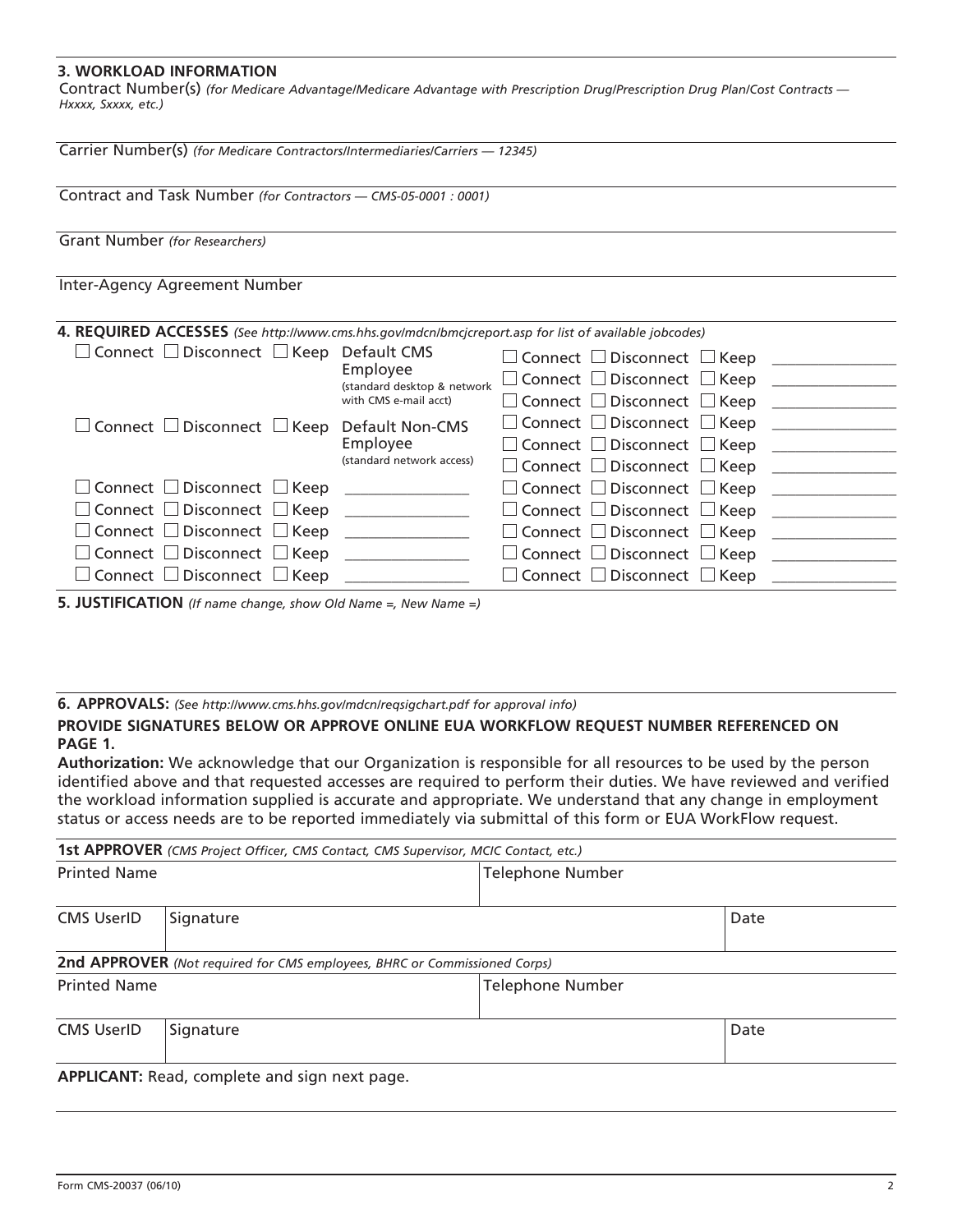## 3. WORKLOAD INFORMATION

Contract Number(s) *(for Medicare Advantage/Medicare Advantage with Prescription Drug/Prescription Drug Plan/Cost Contracts — Hxxxx, Sxxxx, etc.)*

Carrier Number(s) *(for Medicare Contractors/Intermediaries/Carriers — 12345)*

Contract and Task Number *(for Contractors — CMS-05-0001 : 0001)*

Grant Number *(for Researchers)*

Inter-Agency Agreement Number

## 4. REQUIRED ACCESSES *(See http://www.cms.hhs.gov/mdcn/bmcjcreport.asp for list of available jobcodes)*

| | | | |
|---|---|---|---|
| ☐ Connect ☐ Disconnect ☐ Keep | Default CMS Employee (standard desktop & network with CMS e-mail acct) | ☐ Connect ☐ Disconnect ☐ Keep | ________________ |
| | | ☐ Connect ☐ Disconnect ☐ Keep | ________________ |
| | | ☐ Connect ☐ Disconnect ☐ Keep | ________________ |
| ☐ Connect ☐ Disconnect ☐ Keep | Default Non-CMS Employee (standard network access) | ☐ Connect ☐ Disconnect ☐ Keep | ________________ |
| | | ☐ Connect ☐ Disconnect ☐ Keep | ________________ |
| | | ☐ Connect ☐ Disconnect ☐ Keep | ________________ |
| ☐ Connect ☐ Disconnect ☐ Keep | ________________ | ☐ Connect ☐ Disconnect ☐ Keep | ________________ |
| ☐ Connect ☐ Disconnect ☐ Keep | ________________ | ☐ Connect ☐ Disconnect ☐ Keep | ________________ |
| ☐ Connect ☐ Disconnect ☐ Keep | ________________ | ☐ Connect ☐ Disconnect ☐ Keep | ________________ |
| ☐ Connect ☐ Disconnect ☐ Keep | ________________ | ☐ Connect ☐ Disconnect ☐ Keep | ________________ |
| ☐ Connect ☐ Disconnect ☐ Keep | ________________ | ☐ Connect ☐ Disconnect ☐ Keep | ________________ |

## 5. JUSTIFICATION *(If name change, show Old Name =, New Name =)*

## 6. APPROVALS: *(See http://www.cms.hhs.gov/mdcn/reqsigchart.pdf for approval info)*

**PROVIDE SIGNATURES BELOW OR APPROVE ONLINE EUA WORKFLOW REQUEST NUMBER REFERENCED ON PAGE 1.**

**Authorization:** We acknowledge that our Organization is responsible for all resources to be used by the person identified above and that requested accesses are required to perform their duties. We have reviewed and verified the workload information supplied is accurate and appropriate. We understand that any change in employment status or access needs are to be reported immediately via submittal of this form or EUA WorkFlow request.

**1st APPROVER** *(CMS Project Officer, CMS Contact, CMS Supervisor, MCIC Contact, etc.)*

| Printed Name | | Telephone Number |
|---|---|---|
| CMS UserID | Signature | Date |

**2nd APPROVER** *(Not required for CMS employees, BHRC or Commissioned Corps)*

| Printed Name | | Telephone Number |
|---|---|---|
| CMS UserID | Signature | Date |

**APPLICANT:** Read, complete and sign next page.

Form CMS-20037 (06/10)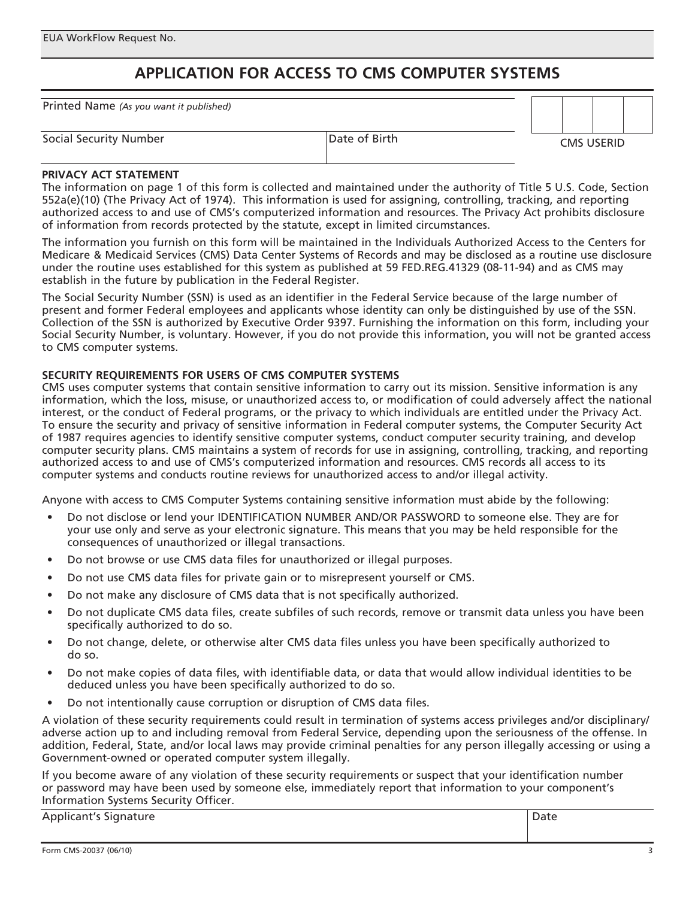EUA WorkFlow Request No.

# APPLICATION FOR ACCESS TO CMS COMPUTER SYSTEMS

| | | |
|---|---|---|
| Printed Name *(As you want it published)* | | CMS USERID |
| Social Security Number | Date of Birth | |

**PRIVACY ACT STATEMENT**

The information on page 1 of this form is collected and maintained under the authority of Title 5 U.S. Code, Section 552a(e)(10) (The Privacy Act of 1974). This information is used for assigning, controlling, tracking, and reporting authorized access to and use of CMS's computerized information and resources. The Privacy Act prohibits disclosure of information from records protected by the statute, except in limited circumstances.

The information you furnish on this form will be maintained in the Individuals Authorized Access to the Centers for Medicare & Medicaid Services (CMS) Data Center Systems of Records and may be disclosed as a routine use disclosure under the routine uses established for this system as published at 59 FED.REG.41329 (08-11-94) and as CMS may establish in the future by publication in the Federal Register.

The Social Security Number (SSN) is used as an identifier in the Federal Service because of the large number of present and former Federal employees and applicants whose identity can only be distinguished by use of the SSN. Collection of the SSN is authorized by Executive Order 9397. Furnishing the information on this form, including your Social Security Number, is voluntary. However, if you do not provide this information, you will not be granted access to CMS computer systems.

**SECURITY REQUIREMENTS FOR USERS OF CMS COMPUTER SYSTEMS**

CMS uses computer systems that contain sensitive information to carry out its mission. Sensitive information is any information, which the loss, misuse, or unauthorized access to, or modification of could adversely affect the national interest, or the conduct of Federal programs, or the privacy to which individuals are entitled under the Privacy Act. To ensure the security and privacy of sensitive information in Federal computer systems, the Computer Security Act of 1987 requires agencies to identify sensitive computer systems, conduct computer security training, and develop computer security plans. CMS maintains a system of records for use in assigning, controlling, tracking, and reporting authorized access to and use of CMS's computerized information and resources. CMS records all access to its computer systems and conducts routine reviews for unauthorized access to and/or illegal activity.

Anyone with access to CMS Computer Systems containing sensitive information must abide by the following:

- Do not disclose or lend your IDENTIFICATION NUMBER AND/OR PASSWORD to someone else. They are for your use only and serve as your electronic signature. This means that you may be held responsible for the consequences of unauthorized or illegal transactions.
- Do not browse or use CMS data files for unauthorized or illegal purposes.
- Do not use CMS data files for private gain or to misrepresent yourself or CMS.
- Do not make any disclosure of CMS data that is not specifically authorized.
- Do not duplicate CMS data files, create subfiles of such records, remove or transmit data unless you have been specifically authorized to do so.
- Do not change, delete, or otherwise alter CMS data files unless you have been specifically authorized to do so.
- Do not make copies of data files, with identifiable data, or data that would allow individual identities to be deduced unless you have been specifically authorized to do so.
- Do not intentionally cause corruption or disruption of CMS data files.

A violation of these security requirements could result in termination of systems access privileges and/or disciplinary/adverse action up to and including removal from Federal Service, depending upon the seriousness of the offense. In addition, Federal, State, and/or local laws may provide criminal penalties for any person illegally accessing or using a Government-owned or operated computer system illegally.

If you become aware of any violation of these security requirements or suspect that your identification number or password may have been used by someone else, immediately report that information to your component's Information Systems Security Officer.

| | |
|---|---|
| Applicant's Signature | Date |

Form CMS-20037 (06/10)